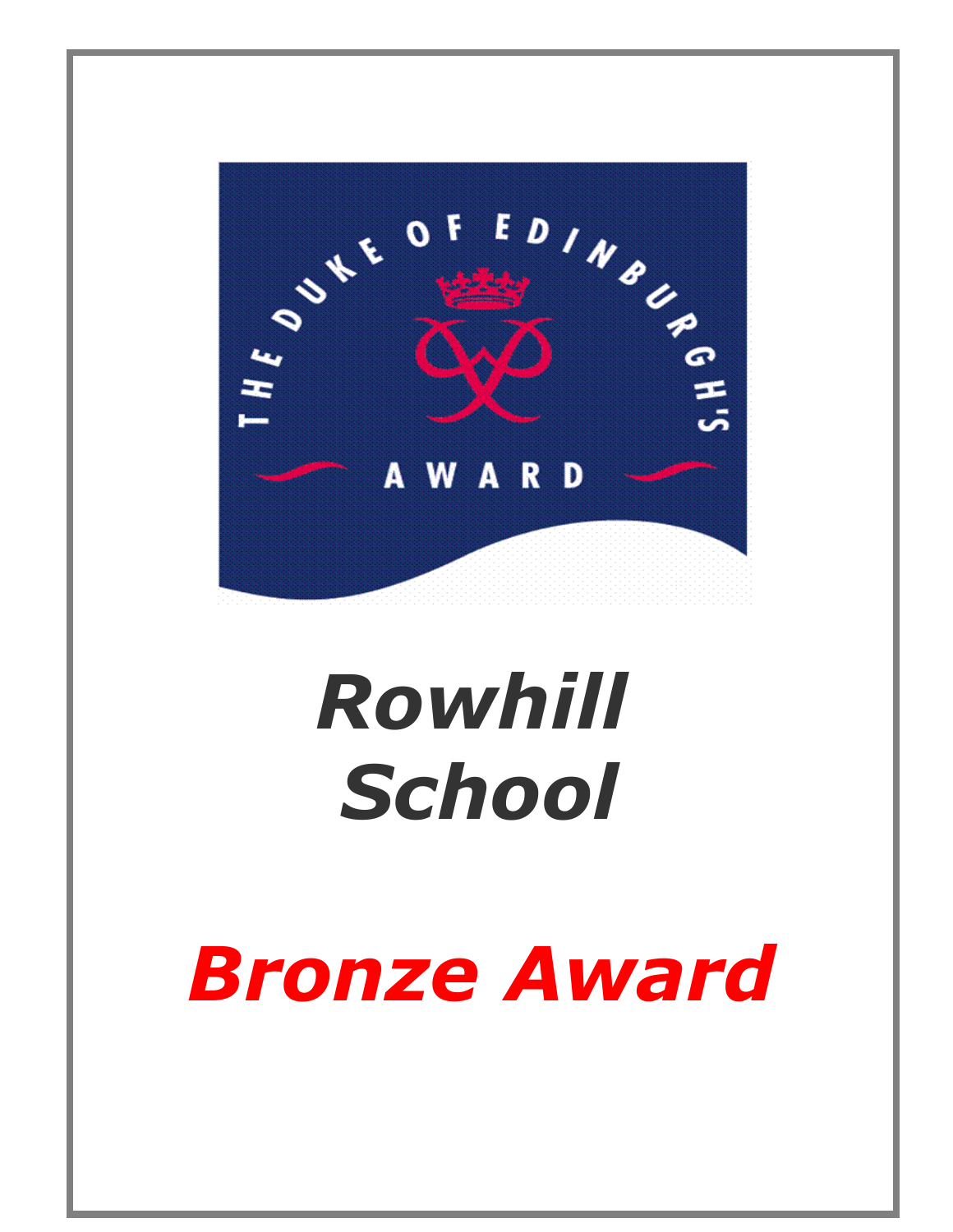THE DUKE OF EDINBURGH'S AWARD

# *Rowhill School*

# *Bronze Award*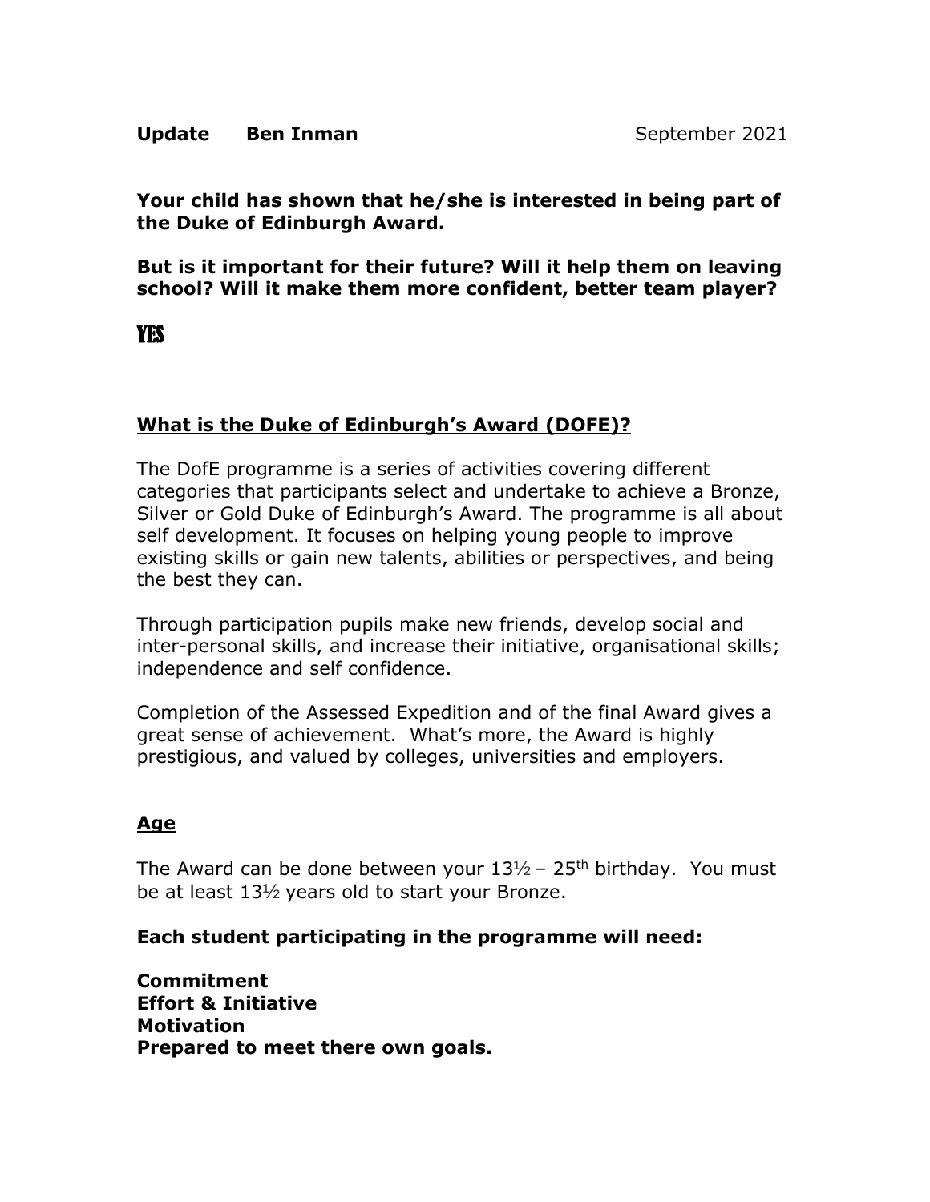**Update Ben Inman** September 2021

**Your child has shown that he/she is interested in being part of the Duke of Edinburgh Award.**

**But is it important for their future? Will it help them on leaving school? Will it make them more confident, better team player?**

**YES**

## What is the Duke of Edinburgh's Award (DOFE)?

The DofE programme is a series of activities covering different categories that participants select and undertake to achieve a Bronze, Silver or Gold Duke of Edinburgh's Award. The programme is all about self development. It focuses on helping young people to improve existing skills or gain new talents, abilities or perspectives, and being the best they can.

Through participation pupils make new friends, develop social and inter-personal skills, and increase their initiative, organisational skills; independence and self confidence.

Completion of the Assessed Expedition and of the final Award gives a great sense of achievement. What's more, the Award is highly prestigious, and valued by colleges, universities and employers.

## Age

The Award can be done between your 13½ – 25th birthday. You must be at least 13½ years old to start your Bronze.

**Each student participating in the programme will need:**

**Commitment**
**Effort & Initiative**
**Motivation**
**Prepared to meet there own goals.**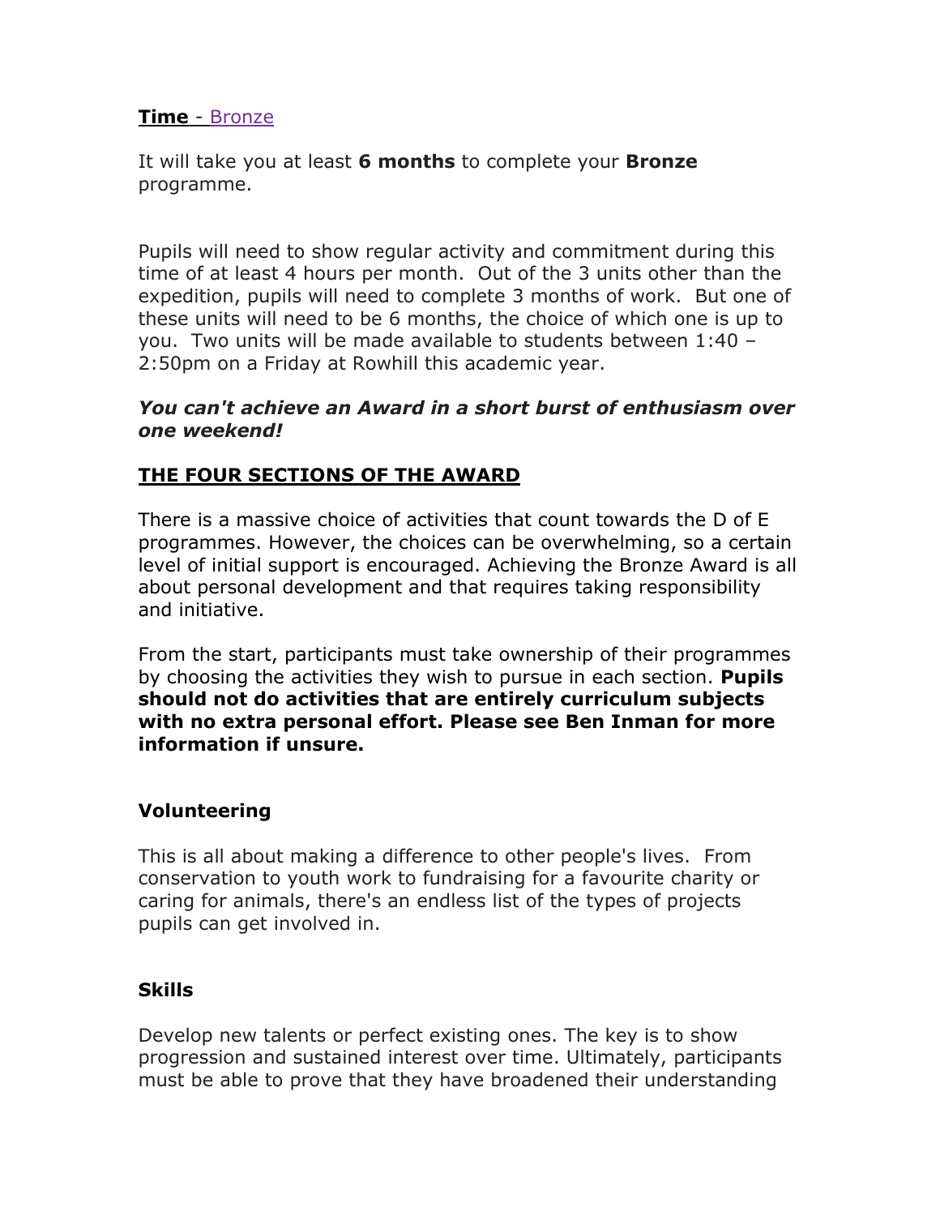**Time** - Bronze

It will take you at least **6 months** to complete your **Bronze** programme.

Pupils will need to show regular activity and commitment during this time of at least 4 hours per month. Out of the 3 units other than the expedition, pupils will need to complete 3 months of work. But one of these units will need to be 6 months, the choice of which one is up to you. Two units will be made available to students between 1:40 – 2:50pm on a Friday at Rowhill this academic year.

***You can't achieve an Award in a short burst of enthusiasm over one weekend!***

## THE FOUR SECTIONS OF THE AWARD

There is a massive choice of activities that count towards the D of E programmes. However, the choices can be overwhelming, so a certain level of initial support is encouraged. Achieving the Bronze Award is all about personal development and that requires taking responsibility and initiative.

From the start, participants must take ownership of their programmes by choosing the activities they wish to pursue in each section. **Pupils should not do activities that are entirely curriculum subjects with no extra personal effort. Please see Ben Inman for more information if unsure.**

### Volunteering

This is all about making a difference to other people's lives. From conservation to youth work to fundraising for a favourite charity or caring for animals, there's an endless list of the types of projects pupils can get involved in.

### Skills

Develop new talents or perfect existing ones. The key is to show progression and sustained interest over time. Ultimately, participants must be able to prove that they have broadened their understanding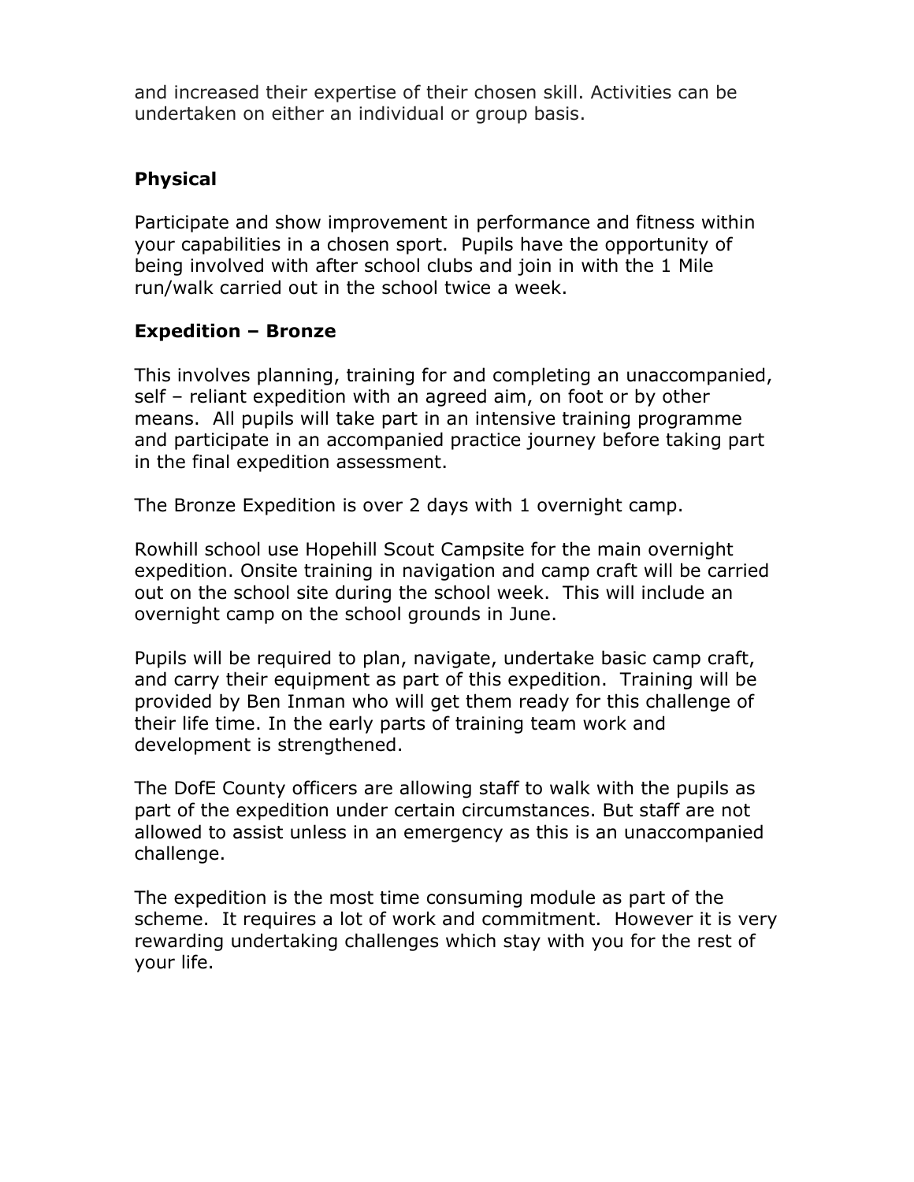and increased their expertise of their chosen skill. Activities can be undertaken on either an individual or group basis.

**Physical**

Participate and show improvement in performance and fitness within your capabilities in a chosen sport. Pupils have the opportunity of being involved with after school clubs and join in with the 1 Mile run/walk carried out in the school twice a week.

**Expedition – Bronze**

This involves planning, training for and completing an unaccompanied, self – reliant expedition with an agreed aim, on foot or by other means. All pupils will take part in an intensive training programme and participate in an accompanied practice journey before taking part in the final expedition assessment.

The Bronze Expedition is over 2 days with 1 overnight camp.

Rowhill school use Hopehill Scout Campsite for the main overnight expedition. Onsite training in navigation and camp craft will be carried out on the school site during the school week. This will include an overnight camp on the school grounds in June.

Pupils will be required to plan, navigate, undertake basic camp craft, and carry their equipment as part of this expedition. Training will be provided by Ben Inman who will get them ready for this challenge of their life time. In the early parts of training team work and development is strengthened.

The DofE County officers are allowing staff to walk with the pupils as part of the expedition under certain circumstances. But staff are not allowed to assist unless in an emergency as this is an unaccompanied challenge.

The expedition is the most time consuming module as part of the scheme. It requires a lot of work and commitment. However it is very rewarding undertaking challenges which stay with you for the rest of your life.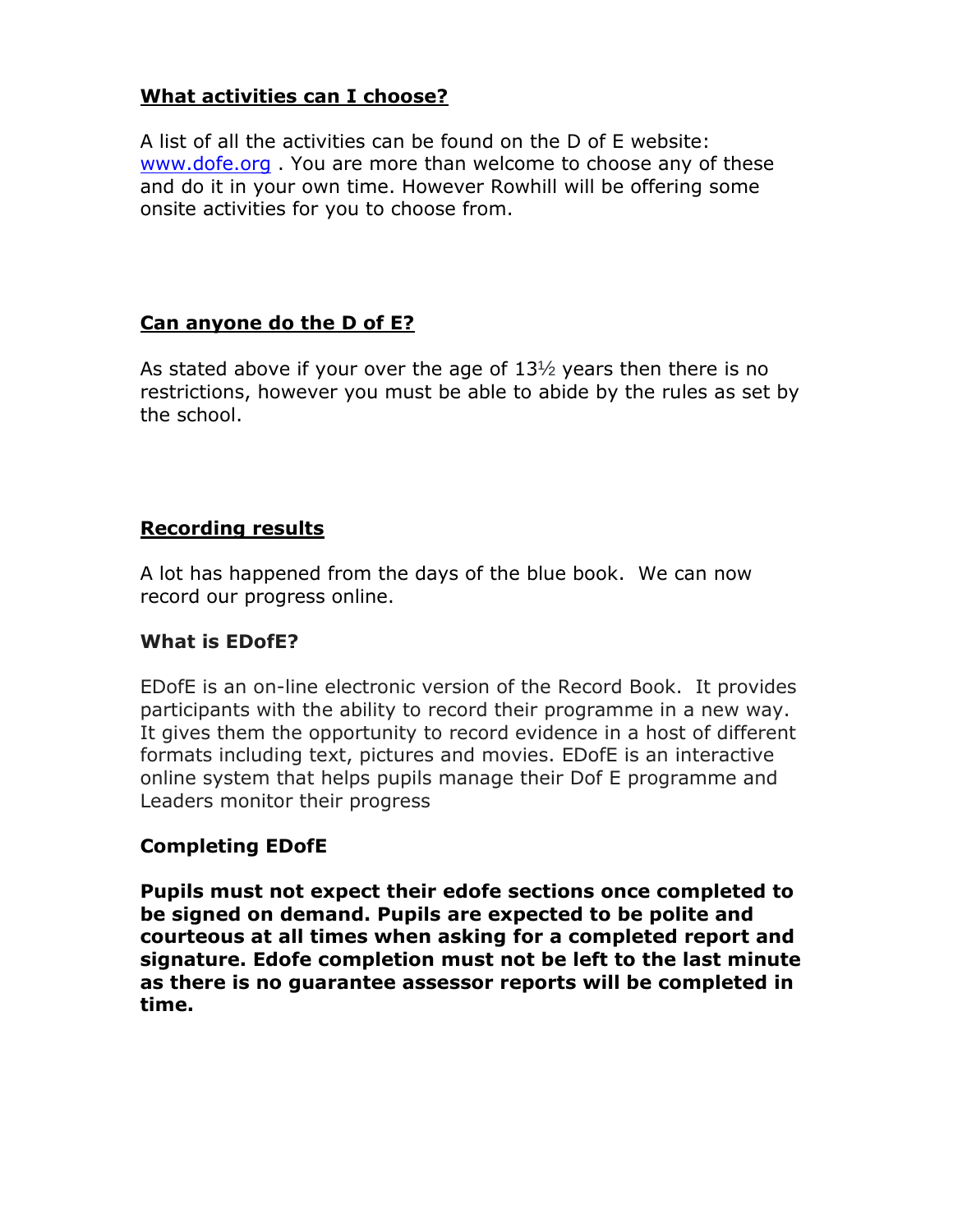## **What activities can I choose?**

A list of all the activities can be found on the D of E website: [www.dofe.org](http://www.dofe.org) . You are more than welcome to choose any of these and do it in your own time. However Rowhill will be offering some onsite activities for you to choose from.

## **Can anyone do the D of E?**

As stated above if your over the age of 13½ years then there is no restrictions, however you must be able to abide by the rules as set by the school.

## **Recording results**

A lot has happened from the days of the blue book. We can now record our progress online.

### What is EDofE?

EDofE is an on-line electronic version of the Record Book. It provides participants with the ability to record their programme in a new way. It gives them the opportunity to record evidence in a host of different formats including text, pictures and movies. EDofE is an interactive online system that helps pupils manage their Dof E programme and Leaders monitor their progress

### Completing EDofE

**Pupils must not expect their edofe sections once completed to be signed on demand. Pupils are expected to be polite and courteous at all times when asking for a completed report and signature. Edofe completion must not be left to the last minute as there is no guarantee assessor reports will be completed in time.**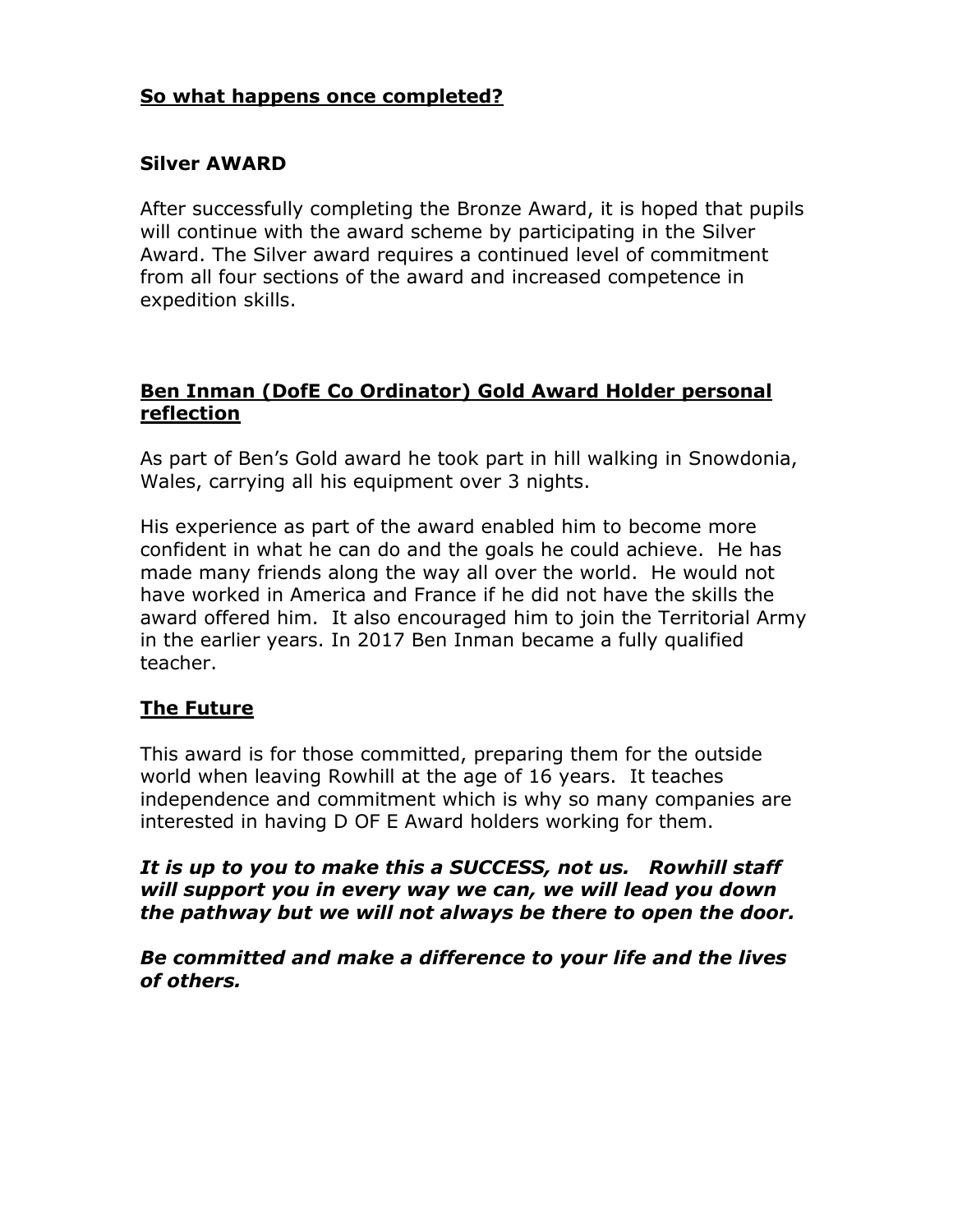## So what happens once completed?

### Silver AWARD

After successfully completing the Bronze Award, it is hoped that pupils will continue with the award scheme by participating in the Silver Award. The Silver award requires a continued level of commitment from all four sections of the award and increased competence in expedition skills.

## Ben Inman (DofE Co Ordinator) Gold Award Holder personal reflection

As part of Ben's Gold award he took part in hill walking in Snowdonia, Wales, carrying all his equipment over 3 nights.

His experience as part of the award enabled him to become more confident in what he can do and the goals he could achieve. He has made many friends along the way all over the world. He would not have worked in America and France if he did not have the skills the award offered him. It also encouraged him to join the Territorial Army in the earlier years. In 2017 Ben Inman became a fully qualified teacher.

## The Future

This award is for those committed, preparing them for the outside world when leaving Rowhill at the age of 16 years. It teaches independence and commitment which is why so many companies are interested in having D OF E Award holders working for them.

***It is up to you to make this a SUCCESS, not us. Rowhill staff will support you in every way we can, we will lead you down the pathway but we will not always be there to open the door.***

***Be committed and make a difference to your life and the lives of others.***